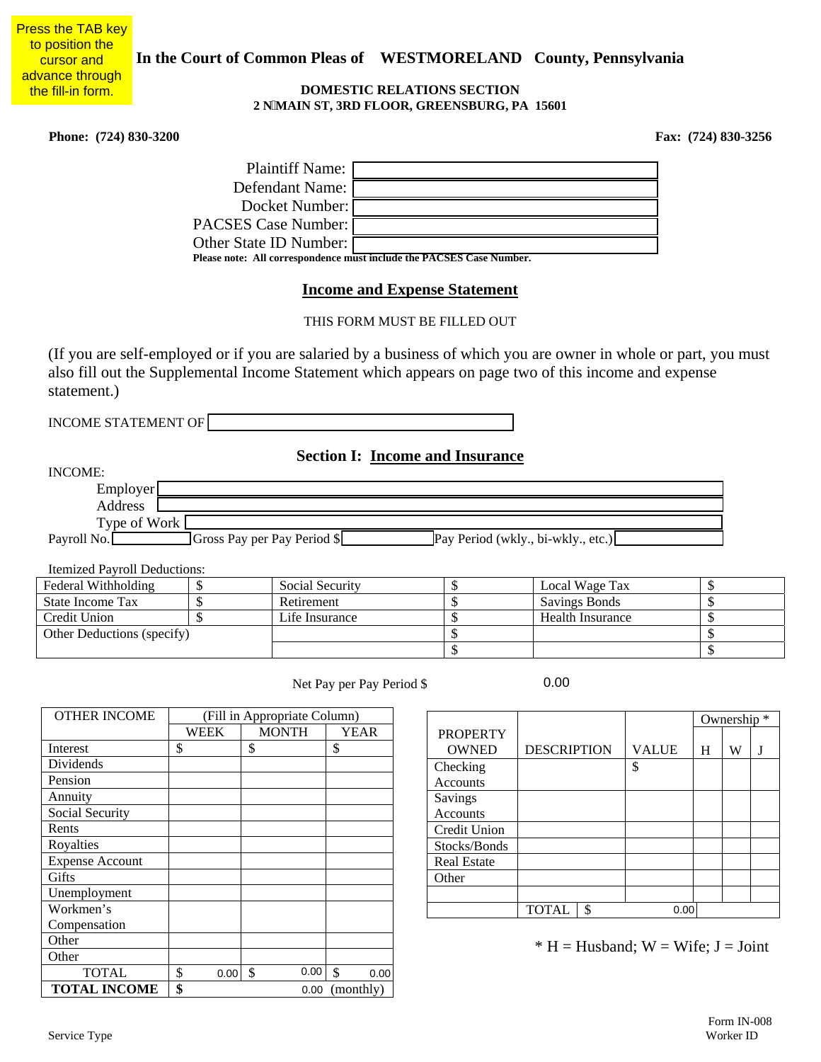Press the TAB key to position the cursor and advance through the fill-in form.

**In the Court of Common Pleas of WESTMORELAND County, Pennsylvania**

**DOMESTIC RELATIONS SECTION**
**2 N MAIN ST, 3RD FLOOR, GREENSBURG, PA 15601**

**Phone: (724) 830-3200** **Fax: (724) 830-3256**

Plaintiff Name:
Defendant Name:
Docket Number:
PACSES Case Number:
Other State ID Number:
**Please note: All correspondence must include the PACSES Case Number.**

## Income and Expense Statement

THIS FORM MUST BE FILLED OUT

(If you are self-employed or if you are salaried by a business of which you are owner in whole or part, you must also fill out the Supplemental Income Statement which appears on page two of this income and expense statement.)

INCOME STATEMENT OF

### Section I: Income and Insurance

INCOME:

Employer
Address
Type of Work
Payroll No. Gross Pay per Pay Period $ Pay Period (wkly., bi-wkly., etc.)

Itemized Payroll Deductions:

| | | | | | |
|---|---|---|---|---|---|
| Federal Withholding | $ | Social Security | $ | Local Wage Tax | $ |
| State Income Tax | $ | Retirement | $ | Savings Bonds | $ |
| Credit Union | $ | Life Insurance | $ | Health Insurance | $ |
| Other Deductions (specify) | | | $ | | $ |
| | | | $ | | $ |

Net Pay per Pay Period $ 0.00

| OTHER INCOME | (Fill in Appropriate Column) | | |
|---|---|---|---|
| | WEEK | MONTH | YEAR |
| Interest | $ | $ | $ |
| Dividends | | | |
| Pension | | | |
| Annuity | | | |
| Social Security | | | |
| Rents | | | |
| Royalties | | | |
| Expense Account | | | |
| Gifts | | | |
| Unemployment | | | |
| Workmen's Compensation | | | |
| Other | | | |
| Other | | | |
| TOTAL | $ 0.00 | $ 0.00 | $ 0.00 |
| **TOTAL INCOME** | **$** 0.00 | | (monthly) |

| PROPERTY OWNED | DESCRIPTION | VALUE | Ownership * | | |
|---|---|---|---|---|---|
| | | | H | W | J |
| Checking Accounts | | $ | | | |
| Savings Accounts | | | | | |
| Credit Union | | | | | |
| Stocks/Bonds | | | | | |
| Real Estate | | | | | |
| Other | | | | | |
| | | | | | |
| | TOTAL | $ 0.00 | | | |

\* H = Husband; W = Wife; J = Joint

Service Type

Form IN-008
Worker ID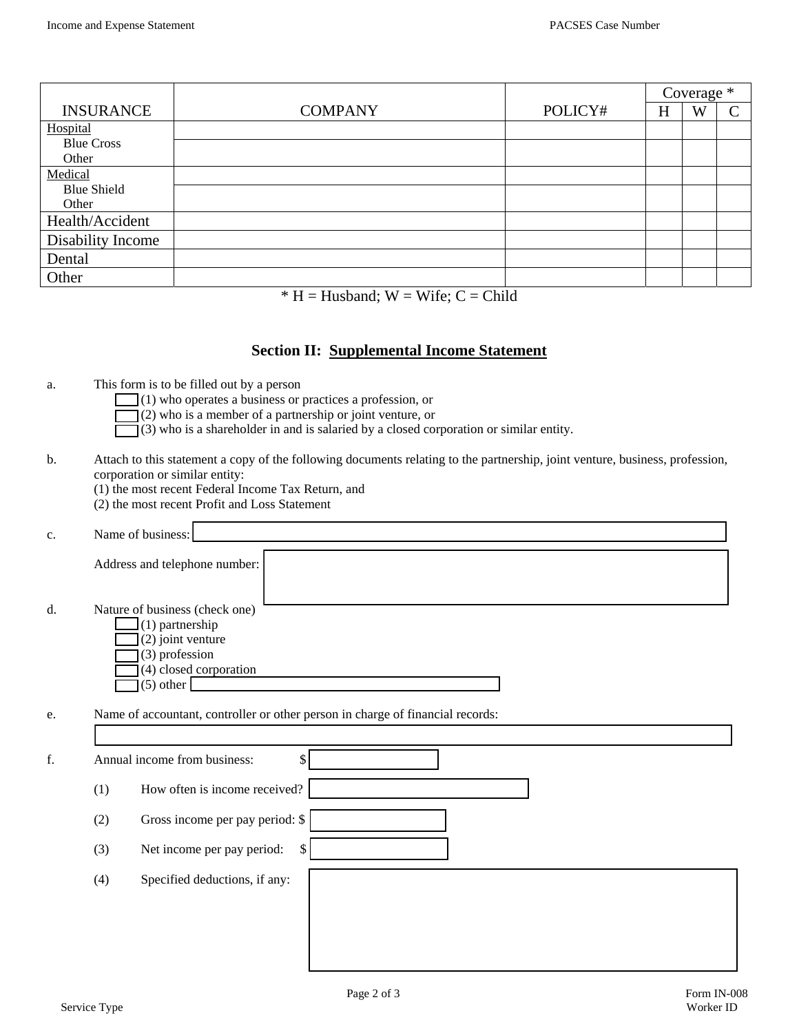| INSURANCE | COMPANY | POLICY# | Coverage * | | |
|---|---|---|---|---|---|
| | | | H | W | C |
| Hospital | | | | | |
| Blue Cross<br>Other | | | | | |
| Medical | | | | | |
| Blue Shield<br>Other | | | | | |
| Health/Accident | | | | | |
| Disability Income | | | | | |
| Dental | | | | | |
| Other | | | | | |

* H = Husband; W = Wife; C = Child

## Section II: Supplemental Income Statement

a. This form is to be filled out by a person
- ☐ (1) who operates a business or practices a profession, or
- ☐ (2) who is a member of a partnership or joint venture, or
- ☐ (3) who is a shareholder in and is salaried by a closed corporation or similar entity.

b. Attach to this statement a copy of the following documents relating to the partnership, joint venture, business, profession, corporation or similar entity:
(1) the most recent Federal Income Tax Return, and
(2) the most recent Profit and Loss Statement

c. Name of business: ______________________

Address and telephone number: ______________________

d. Nature of business (check one)
- ☐ (1) partnership
- ☐ (2) joint venture
- ☐ (3) profession
- ☐ (4) closed corporation
- ☐ (5) other ______________________

e. Name of accountant, controller or other person in charge of financial records:

______________________

f. Annual income from business: $ ______________________

(1) How often is income received? ______________________

(2) Gross income per pay period: $ ______________________

(3) Net income per pay period: $ ______________________

(4) Specified deductions, if any: ______________________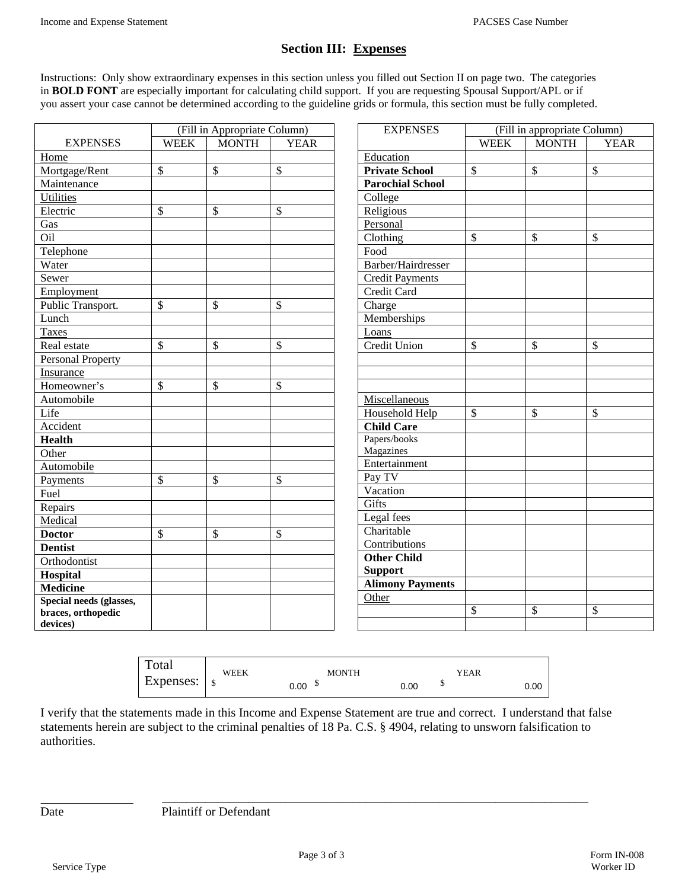## Section III: <u>Expenses</u>

Instructions: Only show extraordinary expenses in this section unless you filled out Section II on page two. The categories in **BOLD FONT** are especially important for calculating child support. If you are requesting Spousal Support/APL or if you assert your case cannot be determined according to the guideline grids or formula, this section must be fully completed.

| EXPENSES | (Fill in Appropriate Column) | | |
|---|---|---|---|
| | WEEK | MONTH | YEAR |
| <u>Home</u> | | | |
| Mortgage/Rent | $ | $ | $ |
| Maintenance | | | |
| <u>Utilities</u> | | | |
| Electric | $ | $ | $ |
| Gas | | | |
| Oil | | | |
| Telephone | | | |
| Water | | | |
| Sewer | | | |
| <u>Employment</u> | | | |
| Public Transport. | $ | $ | $ |
| Lunch | | | |
| <u>Taxes</u> | | | |
| Real estate | $ | $ | $ |
| Personal Property | | | |
| <u>Insurance</u> | | | |
| Homeowner's | $ | $ | $ |
| Automobile | | | |
| Life | | | |
| Accident | | | |
| **Health** | | | |
| Other | | | |
| <u>Automobile</u> | | | |
| Payments | $ | $ | $ |
| Fuel | | | |
| Repairs | | | |
| <u>Medical</u> | | | |
| **Doctor** | $ | $ | $ |
| **Dentist** | | | |
| Orthodontist | | | |
| **Hospital** | | | |
| **Medicine** | | | |
| **Special needs (glasses, braces, orthopedic devices)** | | | |

| EXPENSES | (Fill in appropriate Column) | | |
|---|---|---|---|
| | WEEK | MONTH | YEAR |
| <u>Education</u> | | | |
| **Private School** | $ | $ | $ |
| **Parochial School** | | | |
| College | | | |
| Religious | | | |
| <u>Personal</u> | | | |
| Clothing | $ | $ | $ |
| Food | | | |
| Barber/Hairdresser | | | |
| Credit Payments | | | |
| Credit Card | | | |
| Charge | | | |
| Memberships | | | |
| <u>Loans</u> | | | |
| Credit Union | $ | $ | $ |
| | | | |
| | | | |
| | | | |
| <u>Miscellaneous</u> | | | |
| Household Help | $ | $ | $ |
| **Child Care** | | | |
| Papers/books Magazines | | | |
| Entertainment | | | |
| Pay TV | | | |
| Vacation | | | |
| Gifts | | | |
| Legal fees | | | |
| Charitable Contributions | | | |
| **Other Child Support** | | | |
| **Alimony Payments** | | | |
| <u>Other</u> | | | |
| | $ | $ | $ |
| | | | |

| | WEEK | MONTH | YEAR |
|---|---|---|---|
| Total Expenses: | $ 0.00 | $ 0.00 | $ 0.00 |

I verify that the statements made in this Income and Expense Statement are true and correct. I understand that false statements herein are subject to the criminal penalties of 18 Pa. C.S. § 4904, relating to unsworn falsification to authorities.

_______________ &nbsp;&nbsp;&nbsp;&nbsp; ______________________________________________________________________

Date &nbsp;&nbsp;&nbsp;&nbsp; Plaintiff or Defendant